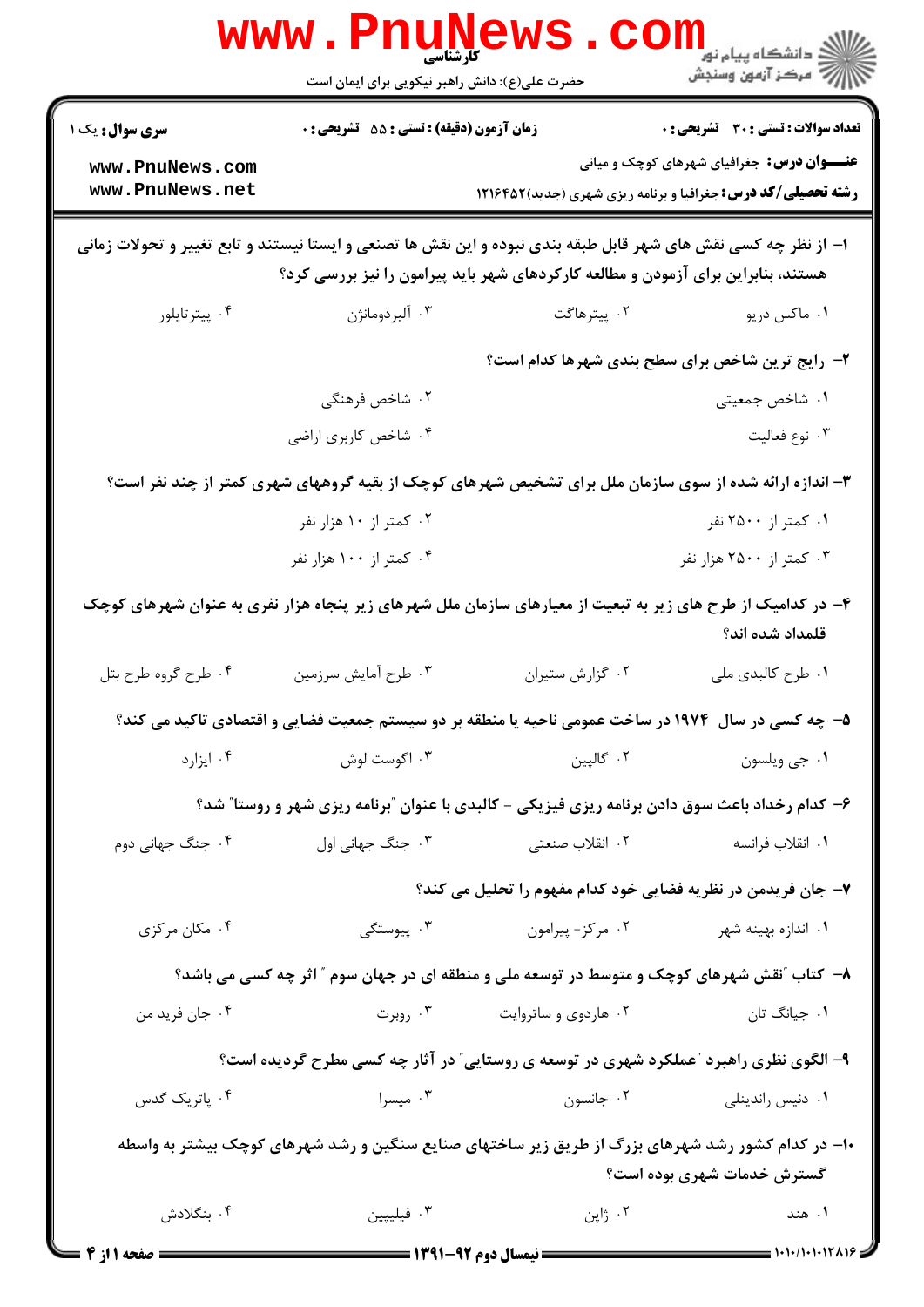کارشناسی

حضرت علی(ع): دانش راهبر نیکویی برای ایمان است

دانشگاه پیام نور
مرکز آزمون وسنجش

**سری سوال:** یک ۱
**زمان آزمون (دقیقه) : تستی : ۵۵ تشریحی : ۰**
**تعداد سوالات : تستی : ۳۰ تشریحی : ۰**

www.PnuNews.com
www.PnuNews.net

**عنـــوان درس:** جغرافیای شهرهای کوچک و میانی
**رشته تحصیلی/کد درس:** جغرافیا و برنامه ریزی شهری (جدید)۱۲۱۶۴۵۲

**۱- از نظر چه کسی نقش های شهر قابل طبقه بندی نبوده و این نقش ها تصنعی و ایستا نیستند و تابع تغییر و تحولات زمانی هستند، بنابراین برای آزمودن و مطالعه کارکردهای شهر باید پیرامون را نیز بررسی کرد؟**

۱. ماکس دریو
۲. پیترهاگت
۳. آلبردومانژن
۴. پیترتایلور

**۲- رایج ترین شاخص برای سطح بندی شهرها کدام است؟**

۱. شاخص جمعیتی
۲. شاخص فرهنگی
۳. نوع فعالیت
۴. شاخص کاربری اراضی

**۳- اندازه ارائه شده از سوی سازمان ملل برای تشخیص شهرهای کوچک از بقیه گروههای شهری کمتر از چند نفر است؟**

۱. کمتر از ۲۵۰۰ نفر
۲. کمتر از ۱۰ هزار نفر
۳. کمتر از ۲۵۰۰ هزار نفر
۴. کمتر از ۱۰۰ هزار نفر

**۴- در کدامیک از طرح های زیر به تبعیت از معیارهای سازمان ملل شهرهای زیر پنجاه هزار نفری به عنوان شهرهای کوچک قلمداد شده اند؟**

۱. طرح کالبدی ملی
۲. گزارش ستیران
۳. طرح آمایش سرزمین
۴. طرح گروه طرح بتل

**۵- چه کسی در سال ۱۹۷۴ در ساخت عمومی ناحیه یا منطقه بر دو سیستم جمعیت فضایی و اقتصادی تاکید می کند؟**

۱. جی ویلسون
۲. گالپین
۳. اگوست لوش
۴. ایزارد

**۶- کدام رخداد باعث سوق دادن برنامه ریزی فیزیکی - کالبدی با عنوان "برنامه ریزی شهر و روستا" شد؟**

۱. انقلاب فرانسه
۲. انقلاب صنعتی
۳. جنگ جهانی اول
۴. جنگ جهانی دوم

**۷- جان فریدمن در نظریه فضایی خود کدام مفهوم را تحلیل می کند؟**

۱. اندازه بهینه شهر
۲. مرکز- پیرامون
۳. پیوستگی
۴. مکان مرکزی

**۸- کتاب "نقش شهرهای کوچک و متوسط در توسعه ملی و منطقه ای در جهان سوم " اثر چه کسی می باشد؟**

۱. جیانگ تان
۲. هاردوی و ساتروایت
۳. روبرت
۴. جان فرید من

**۹- الگوی نظری راهبرد "عملکرد شهری در توسعه ی روستایی" در آثار چه کسی مطرح گردیده است؟**

۱. دنیس راندینلی
۲. جانسون
۳. میسرا
۴. پاتریک گدس

**۱۰- در کدام کشور رشد شهرهای بزرگ از طریق زیر ساختهای صنایع سنگین و رشد شهرهای کوچک بیشتر به واسطه گسترش خدمات شهری بوده است؟**

۱. هند
۲. ژاپن
۳. فیلیپین
۴. بنگلادش

نیمسال دوم ۹۲-۱۳۹۱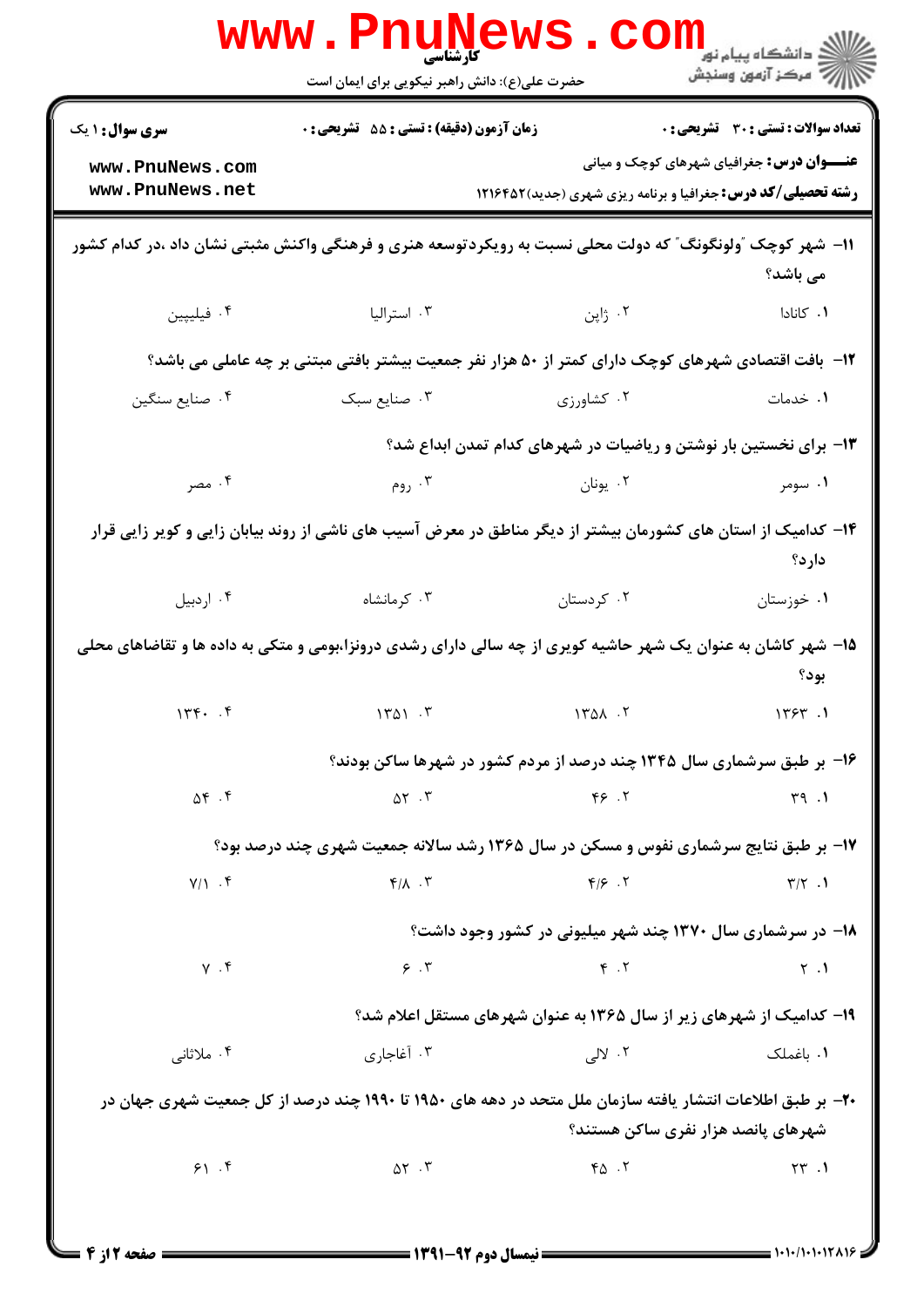۱۱- شهر کوچک "ولونگونگ" که دولت محلی نسبت به رویکردتوسعه هنری و فرهنگی واکنش مثبتی نشان داد ،در کدام کشور می باشد؟

۱. کانادا
۲. ژاپن
۳. استرالیا
۴. فیلیپین

۱۲- بافت اقتصادی شهرهای کوچک دارای کمتر از ۵۰ هزار نفر جمعیت بیشتر بافتی مبتنی بر چه عاملی می باشد؟

۱. خدمات
۲. کشاورزی
۳. صنایع سبک
۴. صنایع سنگین

۱۳- برای نخستین بار نوشتن و ریاضیات در شهرهای کدام تمدن ابداع شد؟

۱. سومر
۲. یونان
۳. روم
۴. مصر

۱۴- کدامیک از استان های کشورمان بیشتر از دیگر مناطق در معرض آسیب های ناشی از روند بیابان زایی و کویر زایی قرار دارد؟

۱. خوزستان
۲. کردستان
۳. کرمانشاه
۴. اردبیل

۱۵- شهر کاشان به عنوان یک شهر حاشیه کویری از چه سالی دارای رشدی درونزا،بومی و متکی به داده ها و تقاضاهای محلی بود؟

۱. ۱۳۶۳
۲. ۱۳۵۸
۳. ۱۳۵۱
۴. ۱۳۴۰

۱۶- بر طبق سرشماری سال ۱۳۴۵ چند درصد از مردم کشور در شهرها ساکن بودند؟

۱. ۳۹
۲. ۴۶
۳. ۵۲
۴. ۵۴

۱۷- بر طبق نتایج سرشماری نفوس و مسکن در سال ۱۳۶۵ رشد سالانه جمعیت شهری چند درصد بود؟

۱. ۳/۲
۲. ۴/۶
۳. ۴/۸
۴. ۷/۱

۱۸- در سرشماری سال ۱۳۷۰ چند شهر میلیونی در کشور وجود داشت؟

۱. ۲
۲. ۴
۳. ۶
۴. ۷

۱۹- کدامیک از شهرهای زیر از سال ۱۳۶۵ به عنوان شهرهای مستقل اعلام شد؟

۱. باغملک
۲. لالی
۳. آغاجاری
۴. ملاثانی

۲۰- بر طبق اطلاعات انتشار یافته سازمان ملل متحد در دهه های ۱۹۵۰ تا ۱۹۹۰ چند درصد از کل جمعیت شهری جهان در شهرهای پانصد هزار نفری ساکن هستند؟

۱. ۲۳
۲. ۴۵
۳. ۵۲
۴. ۶۱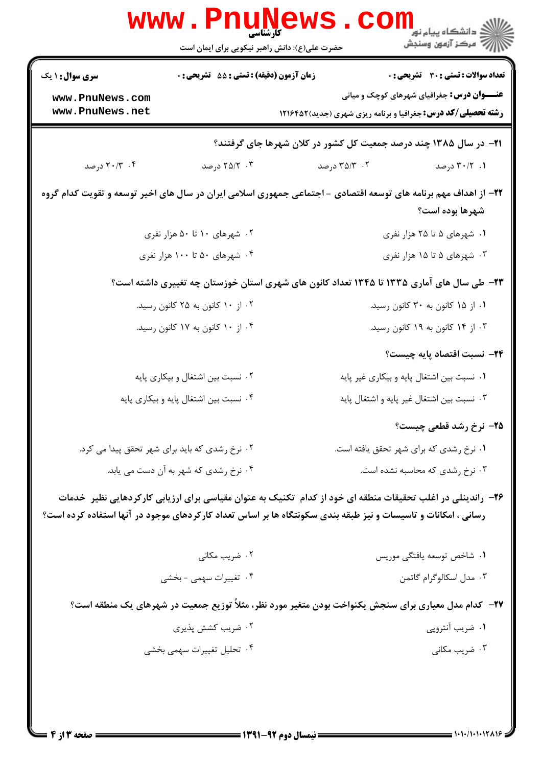**۲۱-** در سال ۱۳۸۵ چند درصد جمعیت کل کشور در کلان شهرها جای گرفتند؟

۱. ۳۰/۲ درصد
۲. ۳۵/۳ درصد
۳. ۲۵/۲ درصد
۴. ۲۰/۳ درصد

**۲۲-** از اهداف مهم برنامه های توسعه اقتصادی - اجتماعی جمهوری اسلامی ایران در سال های اخیر توسعه و تقویت کدام گروه شهرها بوده است؟

۱. شهرهای ۵ تا ۲۵ هزار نفری
۲. شهرهای ۱۰ تا ۵۰ هزار نفری
۳. شهرهای ۵ تا ۱۵ هزار نفری
۴. شهرهای ۵۰ تا ۱۰۰ هزار نفری

**۲۳-** طی سال های آماری ۱۳۳۵ تا ۱۳۴۵ تعداد کانون های شهری استان خوزستان چه تغییری داشته است؟

۱. از ۱۵ کانون به ۳۰ کانون رسید.
۲. از ۱۰ کانون به ۲۵ کانون رسید.
۳. از ۱۴ کانون به ۱۹ کانون رسید.
۴. از ۱۰ کانون به ۱۷ کانون رسید.

**۲۴-** نسبت اقتصاد پایه چیست؟

۱. نسبت بین اشتغال پایه و بیکاری غیر پایه
۲. نسبت بین اشتغال و بیکاری پایه
۳. نسبت بین اشتغال غیر پایه و اشتغال پایه
۴. نسبت بین اشتغال پایه و بیکاری پایه

**۲۵-** نرخ رشد قطعی چیست؟

۱. نرخ رشدی که برای شهر تحقق یافته است.
۲. نرخ رشدی که باید برای شهر تحقق پیدا می کرد.
۳. نرخ رشدی که محاسبه نشده است.
۴. نرخ رشدی که شهر به آن دست می یابد.

**۲۶-** راندینلی در اغلب تحقیقات منطقه ای خود از کدام تکنیک به عنوان مقیاسی برای ارزیابی کارکردهایی نظیر خدمات رسانی ، امکانات و تاسیسات و نیز طبقه بندی سکونتگاه ها بر اساس تعداد کارکردهای موجود در آنها استفاده کرده است؟

۱. شاخص توسعه یافتگی موریس
۲. ضریب مکانی
۳. مدل اسکالوگرام گاتمن
۴. تغییرات سهمی - بخشی

**۲۷-** کدام مدل معیاری برای سنجش یکنواخت بودن متغیر مورد نظر، مثلاً توزیع جمعیت در شهرهای یک منطقه است؟

۱. ضریب آنتروپی
۲. ضریب کشش پذیری
۳. ضریب مکانی
۴. تحلیل تغییرات سهمی بخشی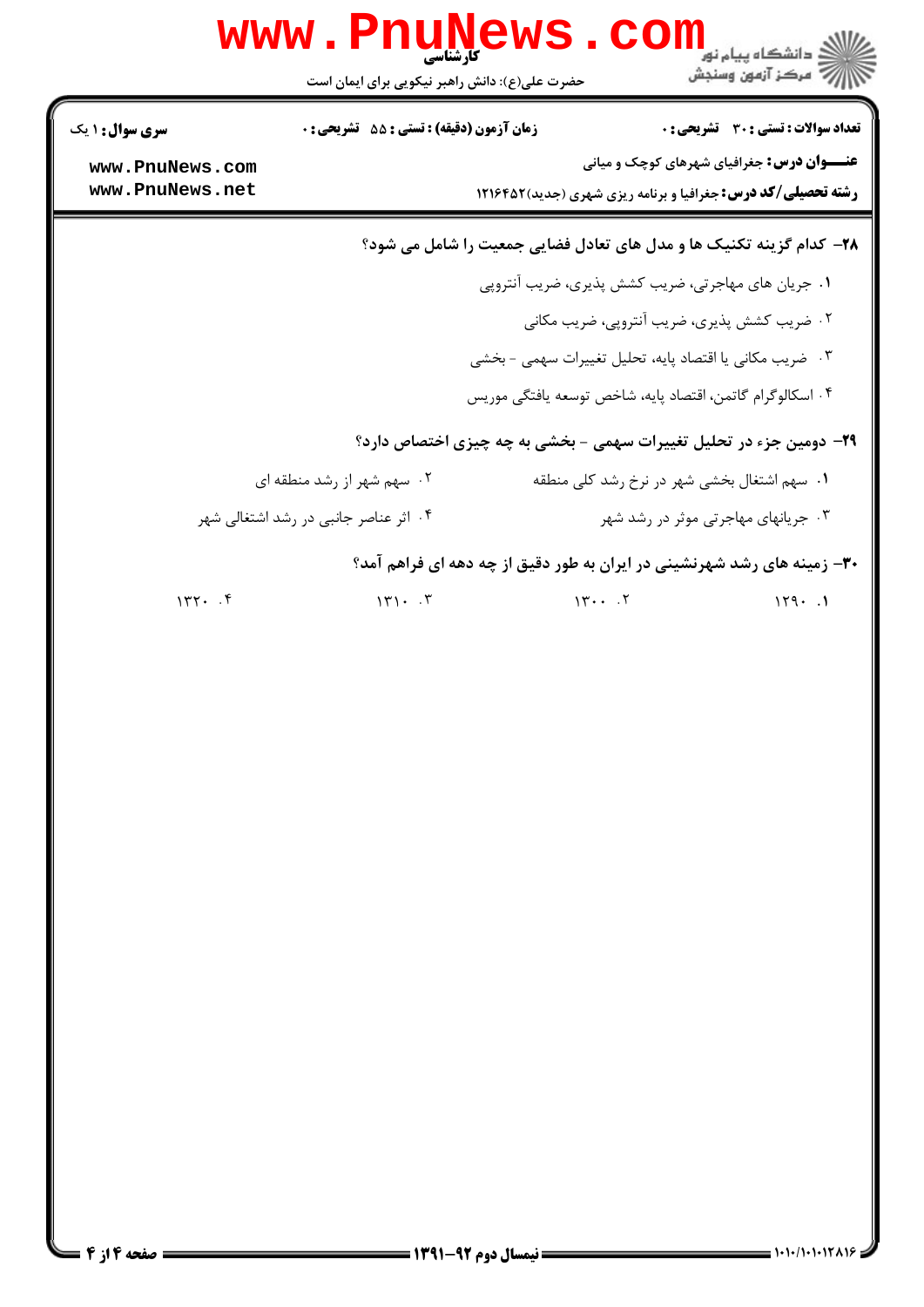**۲۸- کدام گزینه تکنیک ها و مدل های تعادل فضایی جمعیت را شامل می شود؟**

۱. جریان های مهاجرتی، ضریب کشش پذیری، ضریب آنتروپی

۲. ضریب کشش پذیری، ضریب آنتروپی، ضریب مکانی

۳. ضریب مکانی یا اقتصاد پایه، تحلیل تغییرات سهمی - بخشی

۴. اسکالوگرام گاتمن، اقتصاد پایه، شاخص توسعه یافتگی موریس

**۲۹- دومین جزء در تحلیل تغییرات سهمی - بخشی به چه چیزی اختصاص دارد؟**

۱. سهم اشتغال بخشی شهر در نرخ رشد کلی منطقه

۲. سهم شهر از رشد منطقه ای

۳. جریانهای مهاجرتی موثر در رشد شهر

۴. اثر عناصر جانبی در رشد اشتغالی شهر

**۳۰- زمینه های رشد شهرنشینی در ایران به طور دقیق از چه دهه ای فراهم آمد؟**

۱. ۱۲۹۰

۲. ۱۳۰۰

۳. ۱۳۱۰

۴. ۱۳۲۰